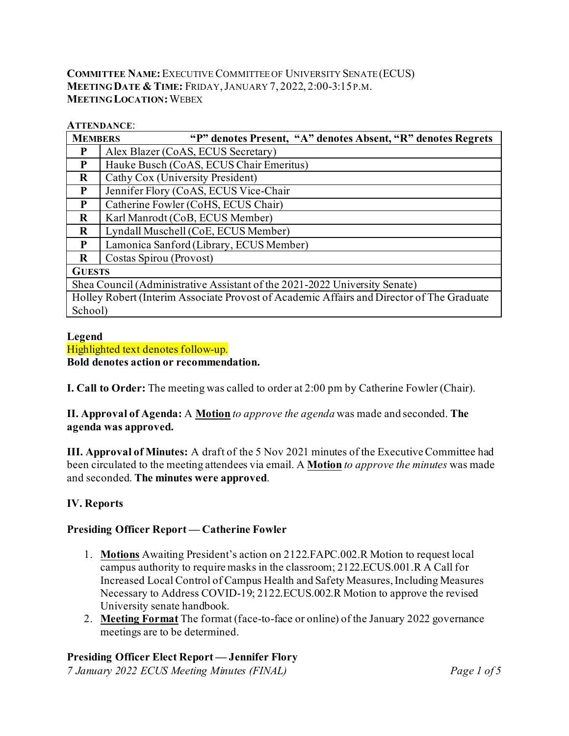**COMMITTEE NAME:** EXECUTIVE COMMITTEE OF UNIVERSITY SENATE (ECUS)
**MEETING DATE & TIME:** FRIDAY, JANUARY 7, 2022, 2:00-3:15 P.M.
**MEETING LOCATION:** WEBEX

**ATTENDANCE**:

| **MEMBERS** | **"P" denotes Present, "A" denotes Absent, "R" denotes Regrets** |
|---|---|
| **P** | Alex Blazer (CoAS, ECUS Secretary) |
| **P** | Hauke Busch (CoAS, ECUS Chair Emeritus) |
| **R** | Cathy Cox (University President) |
| **P** | Jennifer Flory (CoAS, ECUS Vice-Chair |
| **P** | Catherine Fowler (CoHS, ECUS Chair) |
| **R** | Karl Manrodt (CoB, ECUS Member) |
| **R** | Lyndall Muschell (CoE, ECUS Member) |
| **P** | Lamonica Sanford (Library, ECUS Member) |
| **R** | Costas Spirou (Provost) |
| **GUESTS** | |
| Shea Council (Administrative Assistant of the 2021-2022 University Senate) | |
| Holley Robert (Interim Associate Provost of Academic Affairs and Director of The Graduate School) | |

**Legend**
Highlighted text denotes follow-up.
**Bold denotes action or recommendation.**

**I. Call to Order:** The meeting was called to order at 2:00 pm by Catherine Fowler (Chair).

**II. Approval of Agenda:** A **Motion** *to approve the agenda* was made and seconded. **The agenda was approved.**

**III. Approval of Minutes:** A draft of the 5 Nov 2021 minutes of the Executive Committee had been circulated to the meeting attendees via email. A **Motion** *to approve the minutes* was made and seconded. **The minutes were approved**.

**IV. Reports**

**Presiding Officer Report — Catherine Fowler**

1. **Motions** Awaiting President's action on 2122.FAPC.002.R Motion to request local campus authority to require masks in the classroom; 2122.ECUS.001.R A Call for Increased Local Control of Campus Health and Safety Measures, Including Measures Necessary to Address COVID-19; 2122.ECUS.002.R Motion to approve the revised University senate handbook.
2. **Meeting Format** The format (face-to-face or online) of the January 2022 governance meetings are to be determined.

**Presiding Officer Elect Report — Jennifer Flory**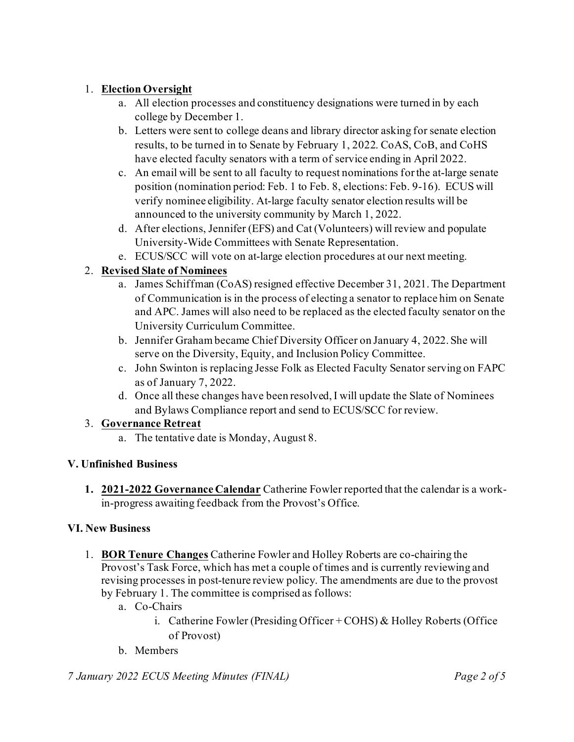1. **Election Oversight**
    a. All election processes and constituency designations were turned in by each college by December 1.
    b. Letters were sent to college deans and library director asking for senate election results, to be turned in to Senate by February 1, 2022. CoAS, CoB, and CoHS have elected faculty senators with a term of service ending in April 2022.
    c. An email will be sent to all faculty to request nominations for the at-large senate position (nomination period: Feb. 1 to Feb. 8, elections: Feb. 9-16). ECUS will verify nominee eligibility. At-large faculty senator election results will be announced to the university community by March 1, 2022.
    d. After elections, Jennifer (EFS) and Cat (Volunteers) will review and populate University-Wide Committees with Senate Representation.
    e. ECUS/SCC will vote on at-large election procedures at our next meeting.
2. **Revised Slate of Nominees**
    a. James Schiffman (CoAS) resigned effective December 31, 2021. The Department of Communication is in the process of electing a senator to replace him on Senate and APC. James will also need to be replaced as the elected faculty senator on the University Curriculum Committee.
    b. Jennifer Graham became Chief Diversity Officer on January 4, 2022. She will serve on the Diversity, Equity, and Inclusion Policy Committee.
    c. John Swinton is replacing Jesse Folk as Elected Faculty Senator serving on FAPC as of January 7, 2022.
    d. Once all these changes have been resolved, I will update the Slate of Nominees and Bylaws Compliance report and send to ECUS/SCC for review.
3. **Governance Retreat**
    a. The tentative date is Monday, August 8.

**V. Unfinished Business**

1. **2021-2022 Governance Calendar** Catherine Fowler reported that the calendar is a work-in-progress awaiting feedback from the Provost's Office.

**VI. New Business**

1. **BOR Tenure Changes** Catherine Fowler and Holley Roberts are co-chairing the Provost's Task Force, which has met a couple of times and is currently reviewing and revising processes in post-tenure review policy. The amendments are due to the provost by February 1. The committee is comprised as follows:
    a. Co-Chairs
        i. Catherine Fowler (Presiding Officer + COHS) & Holley Roberts (Office of Provost)
    b. Members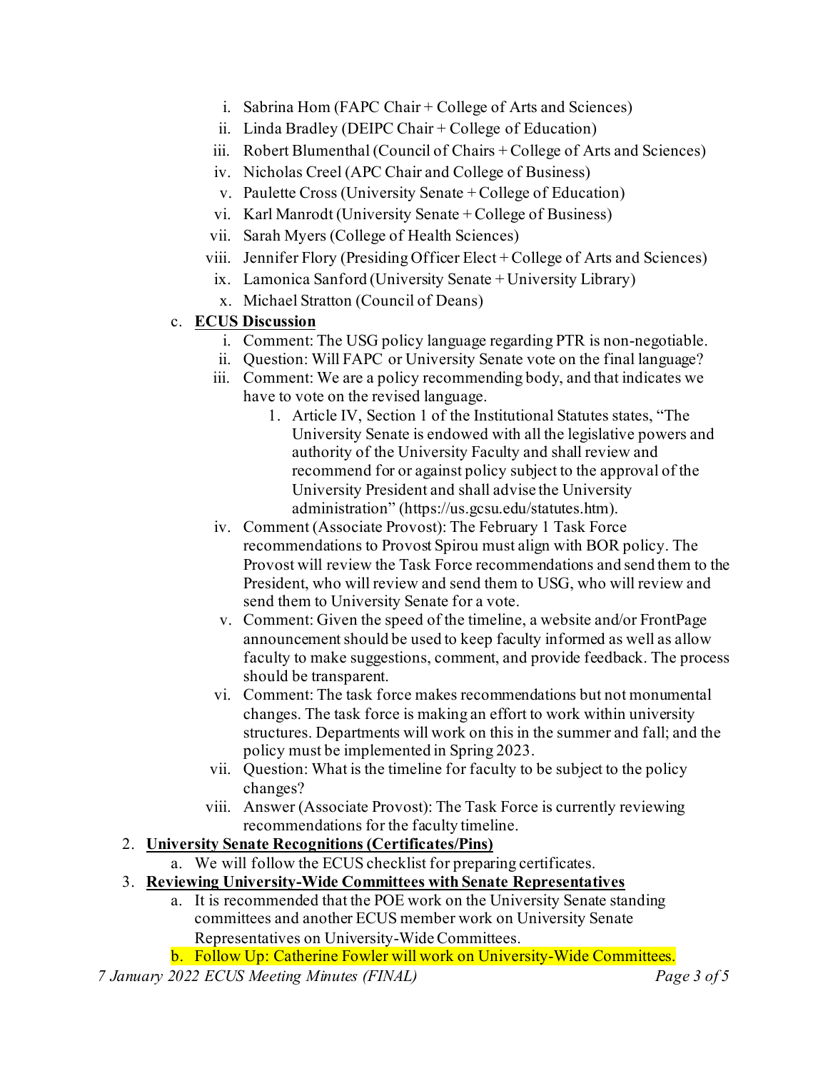i. Sabrina Hom (FAPC Chair + College of Arts and Sciences)
ii. Linda Bradley (DEIPC Chair + College of Education)
iii. Robert Blumenthal (Council of Chairs + College of Arts and Sciences)
iv. Nicholas Creel (APC Chair and College of Business)
v. Paulette Cross (University Senate + College of Education)
vi. Karl Manrodt (University Senate + College of Business)
vii. Sarah Myers (College of Health Sciences)
viii. Jennifer Flory (Presiding Officer Elect + College of Arts and Sciences)
ix. Lamonica Sanford (University Senate + University Library)
x. Michael Stratton (Council of Deans)

c. **<u>ECUS Discussion</u>**
   i. Comment: The USG policy language regarding PTR is non-negotiable.
   ii. Question: Will FAPC or University Senate vote on the final language?
   iii. Comment: We are a policy recommending body, and that indicates we have to vote on the revised language.
      1. Article IV, Section 1 of the Institutional Statutes states, "The University Senate is endowed with all the legislative powers and authority of the University Faculty and shall review and recommend for or against policy subject to the approval of the University President and shall advise the University administration" (https://us.gcsu.edu/statutes.htm).
   iv. Comment (Associate Provost): The February 1 Task Force recommendations to Provost Spirou must align with BOR policy. The Provost will review the Task Force recommendations and send them to the President, who will review and send them to USG, who will review and send them to University Senate for a vote.
   v. Comment: Given the speed of the timeline, a website and/or FrontPage announcement should be used to keep faculty informed as well as allow faculty to make suggestions, comment, and provide feedback. The process should be transparent.
   vi. Comment: The task force makes recommendations but not monumental changes. The task force is making an effort to work within university structures. Departments will work on this in the summer and fall; and the policy must be implemented in Spring 2023.
   vii. Question: What is the timeline for faculty to be subject to the policy changes?
   viii. Answer (Associate Provost): The Task Force is currently reviewing recommendations for the faculty timeline.

2. **<u>University Senate Recognitions (Certificates/Pins)</u>**
   a. We will follow the ECUS checklist for preparing certificates.

3. **<u>Reviewing University-Wide Committees with Senate Representatives</u>**
   a. It is recommended that the POE work on the University Senate standing committees and another ECUS member work on University Senate Representatives on University-Wide Committees.
   b. Follow Up: Catherine Fowler will work on University-Wide Committees.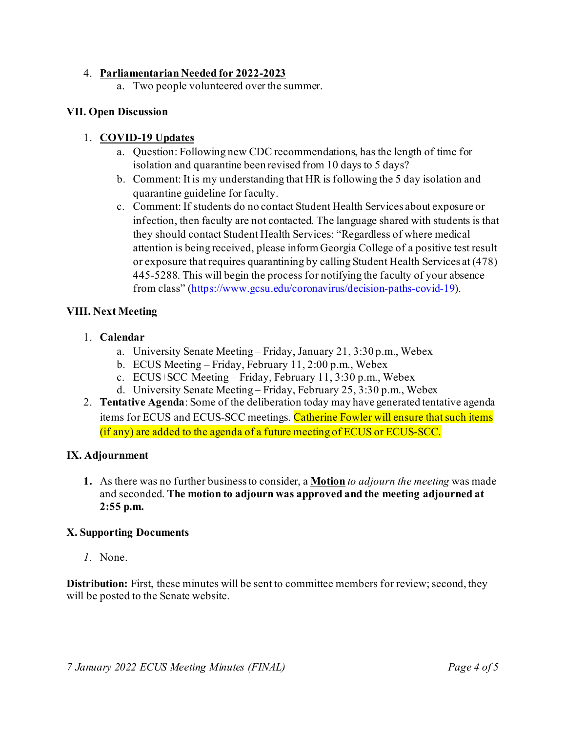4. **Parliamentarian Needed for 2022-2023**
    a. Two people volunteered over the summer.

### VII. Open Discussion

1. **COVID-19 Updates**
    a. Question: Following new CDC recommendations, has the length of time for isolation and quarantine been revised from 10 days to 5 days?
    b. Comment: It is my understanding that HR is following the 5 day isolation and quarantine guideline for faculty.
    c. Comment: If students do no contact Student Health Services about exposure or infection, then faculty are not contacted. The language shared with students is that they should contact Student Health Services: "Regardless of where medical attention is being received, please inform Georgia College of a positive test result or exposure that requires quarantining by calling Student Health Services at (478) 445-5288. This will begin the process for notifying the faculty of your absence from class" (https://www.gcsu.edu/coronavirus/decision-paths-covid-19).

### VIII. Next Meeting

1. **Calendar**
    a. University Senate Meeting – Friday, January 21, 3:30 p.m., Webex
    b. ECUS Meeting – Friday, February 11, 2:00 p.m., Webex
    c. ECUS+SCC Meeting – Friday, February 11, 3:30 p.m., Webex
    d. University Senate Meeting – Friday, February 25, 3:30 p.m., Webex
2. **Tentative Agenda**: Some of the deliberation today may have generated tentative agenda items for ECUS and ECUS-SCC meetings. Catherine Fowler will ensure that such items (if any) are added to the agenda of a future meeting of ECUS or ECUS-SCC.

### IX. Adjournment

1. As there was no further business to consider, a **Motion** *to adjourn the meeting* was made and seconded. **The motion to adjourn was approved and the meeting adjourned at 2:55 p.m.**

### X. Supporting Documents

1. None.

**Distribution:** First, these minutes will be sent to committee members for review; second, they will be posted to the Senate website.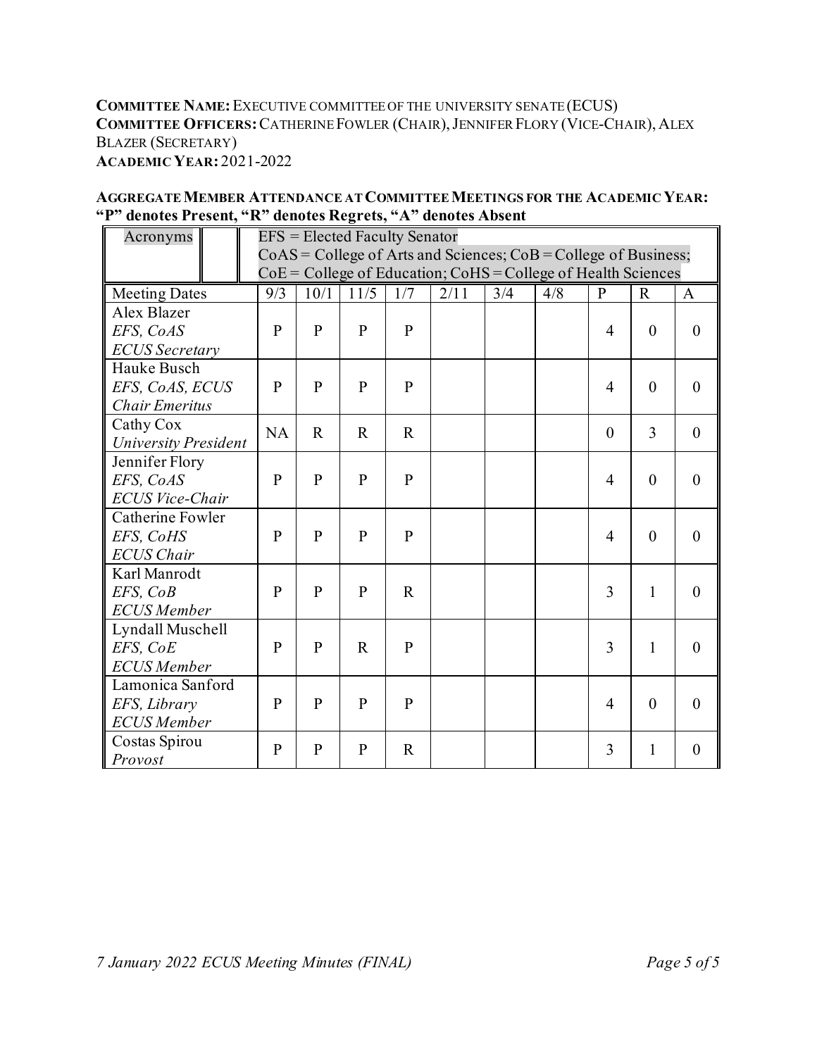**COMMITTEE NAME:** EXECUTIVE COMMITTEE OF THE UNIVERSITY SENATE (ECUS)
**COMMITTEE OFFICERS:** CATHERINE FOWLER (CHAIR), JENNIFER FLORY (VICE-CHAIR), ALEX BLAZER (SECRETARY)
**ACADEMIC YEAR:** 2021-2022

**AGGREGATE MEMBER ATTENDANCE AT COMMITTEE MEETINGS FOR THE ACADEMIC YEAR: "P" denotes Present, "R" denotes Regrets, "A" denotes Absent**

| Acronyms | EFS = Elected Faculty Senator<br>CoAS = College of Arts and Sciences; CoB = College of Business;<br>CoE = College of Education; CoHS = College of Health Sciences | | | | | | | | | |
|---|---|---|---|---|---|---|---|---|---|---|
| Meeting Dates | 9/3 | 10/1 | 11/5 | 1/7 | 2/11 | 3/4 | 4/8 | P | R | A |
| Alex Blazer<br>*EFS, CoAS*<br>*ECUS Secretary* | P | P | P | P | | | | 4 | 0 | 0 |
| Hauke Busch<br>*EFS, CoAS, ECUS*<br>*Chair Emeritus* | P | P | P | P | | | | 4 | 0 | 0 |
| Cathy Cox<br>*University President* | NA | R | R | R | | | | 0 | 3 | 0 |
| Jennifer Flory<br>*EFS, CoAS*<br>*ECUS Vice-Chair* | P | P | P | P | | | | 4 | 0 | 0 |
| Catherine Fowler<br>*EFS, CoHS*<br>*ECUS Chair* | P | P | P | P | | | | 4 | 0 | 0 |
| Karl Manrodt<br>*EFS, CoB*<br>*ECUS Member* | P | P | P | R | | | | 3 | 1 | 0 |
| Lyndall Muschell<br>*EFS, CoE*<br>*ECUS Member* | P | P | R | P | | | | 3 | 1 | 0 |
| Lamonica Sanford<br>*EFS, Library*<br>*ECUS Member* | P | P | P | P | | | | 4 | 0 | 0 |
| Costas Spirou<br>*Provost* | P | P | P | R | | | | 3 | 1 | 0 |